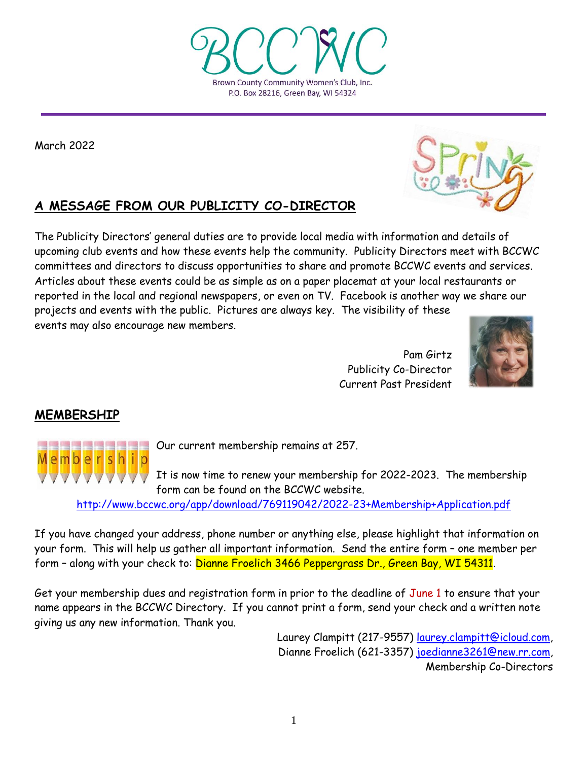# BCCWC

Brown County Community Women's Club, Inc.
P.O. Box 28216, Green Bay, WI 54324

March 2022

## A MESSAGE FROM OUR PUBLICITY CO-DIRECTOR

The Publicity Directors' general duties are to provide local media with information and details of upcoming club events and how these events help the community. Publicity Directors meet with BCCWC committees and directors to discuss opportunities to share and promote BCCWC events and services. Articles about these events could be as simple as on a paper placemat at your local restaurants or reported in the local and regional newspapers, or even on TV. Facebook is another way we share our projects and events with the public. Pictures are always key. The visibility of these events may also encourage new members.

Pam Girtz
Publicity Co-Director
Current Past President

## MEMBERSHIP

Our current membership remains at 257.

It is now time to renew your membership for 2022-2023. The membership form can be found on the BCCWC website.
http://www.bccwc.org/app/download/769119042/2022-23+Membership+Application.pdf

If you have changed your address, phone number or anything else, please highlight that information on your form. This will help us gather all important information. Send the entire form – one member per form – along with your check to: Dianne Froelich 3466 Peppergrass Dr., Green Bay, WI 54311.

Get your membership dues and registration form in prior to the deadline of June 1 to ensure that your name appears in the BCCWC Directory. If you cannot print a form, send your check and a written note giving us any new information. Thank you.

Laurey Clampitt (217-9557) laurey.clampitt@icloud.com,
Dianne Froelich (621-3357) joedianne3261@new.rr.com,
Membership Co-Directors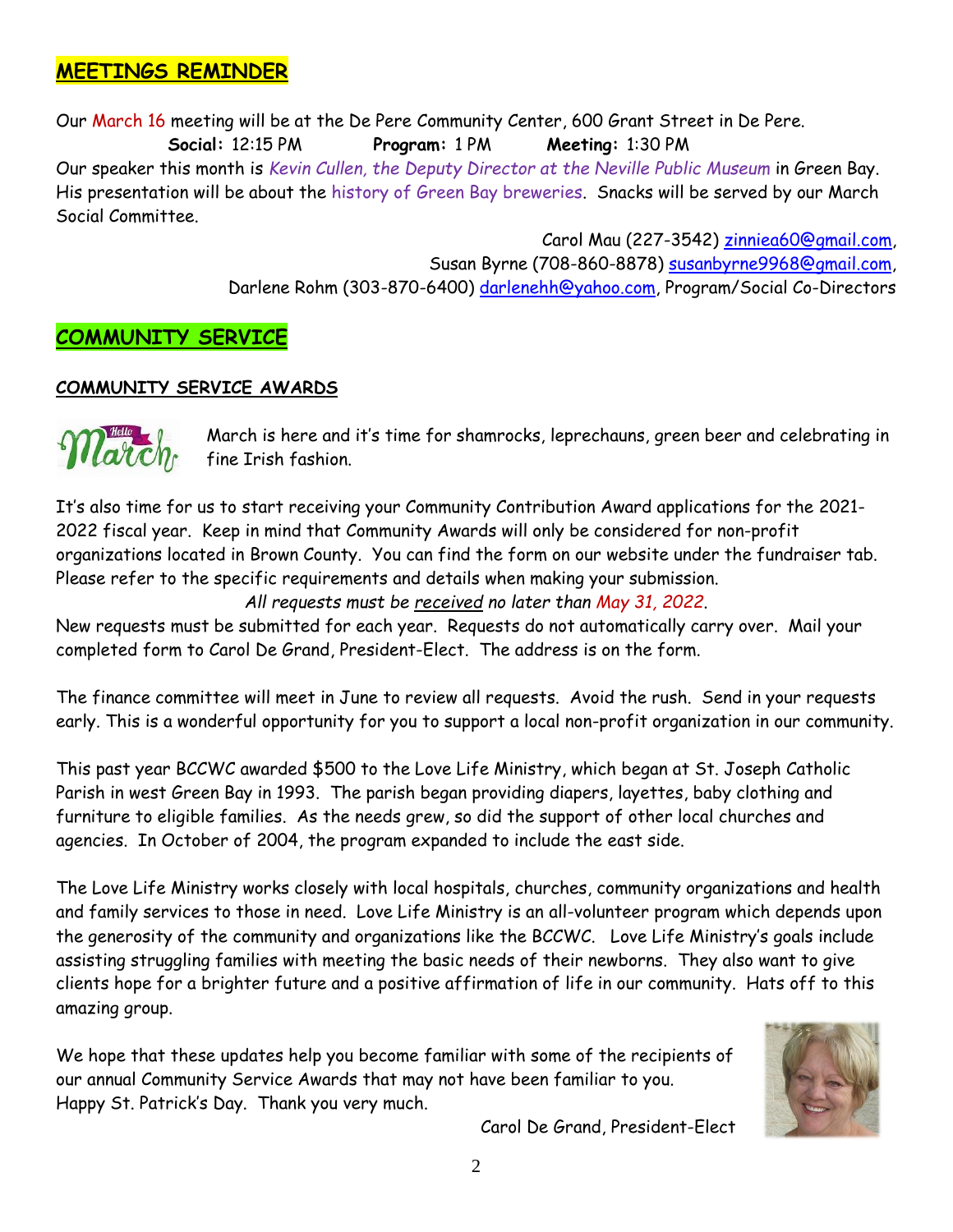## MEETINGS REMINDER

Our March 16 meeting will be at the De Pere Community Center, 600 Grant Street in De Pere.

**Social:** 12:15 PM **Program:** 1 PM **Meeting:** 1:30 PM

Our speaker this month is *Kevin Cullen, the Deputy Director at the Neville Public Museum* in Green Bay. His presentation will be about the history of Green Bay breweries. Snacks will be served by our March Social Committee.

Carol Mau (227-3542) zinniea60@gmail.com,
Susan Byrne (708-860-8878) susanbyrne9968@gmail.com,
Darlene Rohm (303-870-6400) darlenehh@yahoo.com, Program/Social Co-Directors

## COMMUNITY SERVICE

### COMMUNITY SERVICE AWARDS

March is here and it's time for shamrocks, leprechauns, green beer and celebrating in fine Irish fashion.

It's also time for us to start receiving your Community Contribution Award applications for the 2021-2022 fiscal year. Keep in mind that Community Awards will only be considered for non-profit organizations located in Brown County. You can find the form on our website under the fundraiser tab. Please refer to the specific requirements and details when making your submission.

*All requests must be received no later than May 31, 2022.*

New requests must be submitted for each year. Requests do not automatically carry over. Mail your completed form to Carol De Grand, President-Elect. The address is on the form.

The finance committee will meet in June to review all requests. Avoid the rush. Send in your requests early. This is a wonderful opportunity for you to support a local non-profit organization in our community.

This past year BCCWC awarded $500 to the Love Life Ministry, which began at St. Joseph Catholic Parish in west Green Bay in 1993. The parish began providing diapers, layettes, baby clothing and furniture to eligible families. As the needs grew, so did the support of other local churches and agencies. In October of 2004, the program expanded to include the east side.

The Love Life Ministry works closely with local hospitals, churches, community organizations and health and family services to those in need. Love Life Ministry is an all-volunteer program which depends upon the generosity of the community and organizations like the BCCWC. Love Life Ministry's goals include assisting struggling families with meeting the basic needs of their newborns. They also want to give clients hope for a brighter future and a positive affirmation of life in our community. Hats off to this amazing group.

We hope that these updates help you become familiar with some of the recipients of our annual Community Service Awards that may not have been familiar to you. Happy St. Patrick's Day. Thank you very much.

Carol De Grand, President-Elect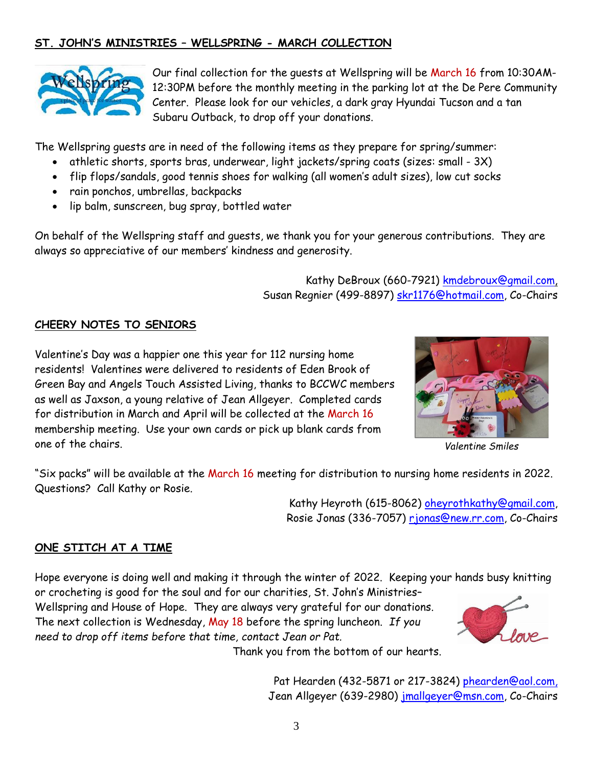## ST. JOHN'S MINISTRIES – WELLSPRING - MARCH COLLECTION

Our final collection for the guests at Wellspring will be March 16 from 10:30AM-12:30PM before the monthly meeting in the parking lot at the De Pere Community Center. Please look for our vehicles, a dark gray Hyundai Tucson and a tan Subaru Outback, to drop off your donations.

The Wellspring guests are in need of the following items as they prepare for spring/summer:

- athletic shorts, sports bras, underwear, light jackets/spring coats (sizes: small - 3X)
- flip flops/sandals, good tennis shoes for walking (all women's adult sizes), low cut socks
- rain ponchos, umbrellas, backpacks
- lip balm, sunscreen, bug spray, bottled water

On behalf of the Wellspring staff and guests, we thank you for your generous contributions. They are always so appreciative of our members' kindness and generosity.

Kathy DeBroux (660-7921) kmdebroux@gmail.com,
Susan Regnier (499-8897) skr1176@hotmail.com, Co-Chairs

## CHEERY NOTES TO SENIORS

Valentine's Day was a happier one this year for 112 nursing home residents! Valentines were delivered to residents of Eden Brook of Green Bay and Angels Touch Assisted Living, thanks to BCCWC members as well as Jaxson, a young relative of Jean Allgeyer. Completed cards for distribution in March and April will be collected at the March 16 membership meeting. Use your own cards or pick up blank cards from one of the chairs.

*Valentine Smiles*

"Six packs" will be available at the March 16 meeting for distribution to nursing home residents in 2022. Questions? Call Kathy or Rosie.

Kathy Heyroth (615-8062) oheyrothkathy@gmail.com,
Rosie Jonas (336-7057) rjonas@new.rr.com, Co-Chairs

## ONE STITCH AT A TIME

Hope everyone is doing well and making it through the winter of 2022. Keeping your hands busy knitting or crocheting is good for the soul and for our charities, St. John's Ministries–Wellspring and House of Hope. They are always very grateful for our donations. The next collection is Wednesday, May 18 before the spring luncheon. *If you need to drop off items before that time, contact Jean or Pat.*

Thank you from the bottom of our hearts.

Pat Hearden (432-5871 or 217-3824) phearden@aol.com,
Jean Allgeyer (639-2980) jmallgeyer@msn.com, Co-Chairs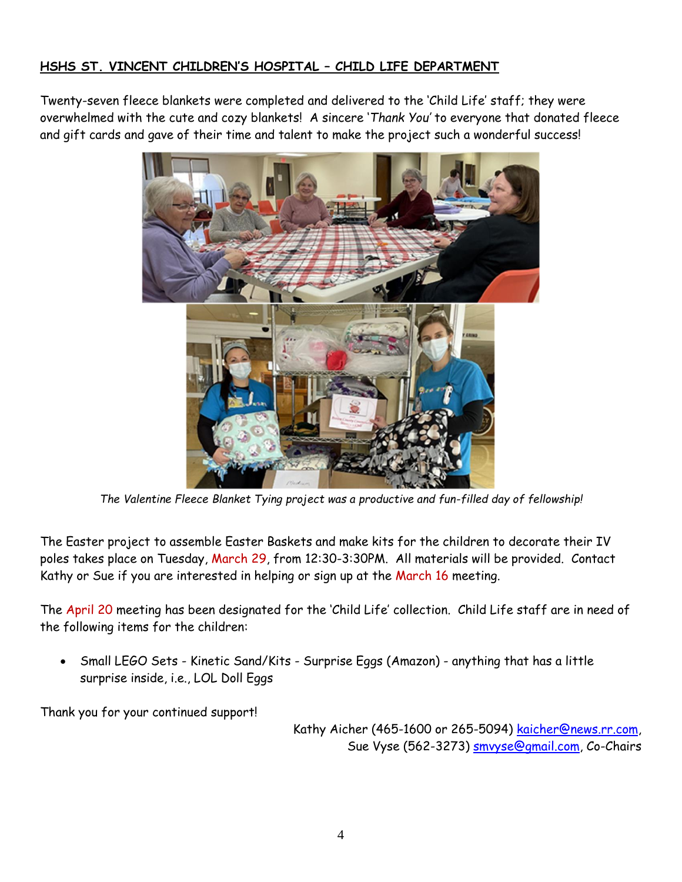## HSHS ST. VINCENT CHILDREN'S HOSPITAL – CHILD LIFE DEPARTMENT

Twenty-seven fleece blankets were completed and delivered to the 'Child Life' staff; they were overwhelmed with the cute and cozy blankets! A sincere '*Thank You*' to everyone that donated fleece and gift cards and gave of their time and talent to make the project such a wonderful success!

*The Valentine Fleece Blanket Tying project was a productive and fun-filled day of fellowship!*

The Easter project to assemble Easter Baskets and make kits for the children to decorate their IV poles takes place on Tuesday, March 29, from 12:30-3:30PM. All materials will be provided. Contact Kathy or Sue if you are interested in helping or sign up at the March 16 meeting.

The April 20 meeting has been designated for the 'Child Life' collection. Child Life staff are in need of the following items for the children:

- Small LEGO Sets - Kinetic Sand/Kits - Surprise Eggs (Amazon) - anything that has a little surprise inside, i.e., LOL Doll Eggs

Thank you for your continued support!

Kathy Aicher (465-1600 or 265-5094) kaicher@news.rr.com,
Sue Vyse (562-3273) smvyse@gmail.com, Co-Chairs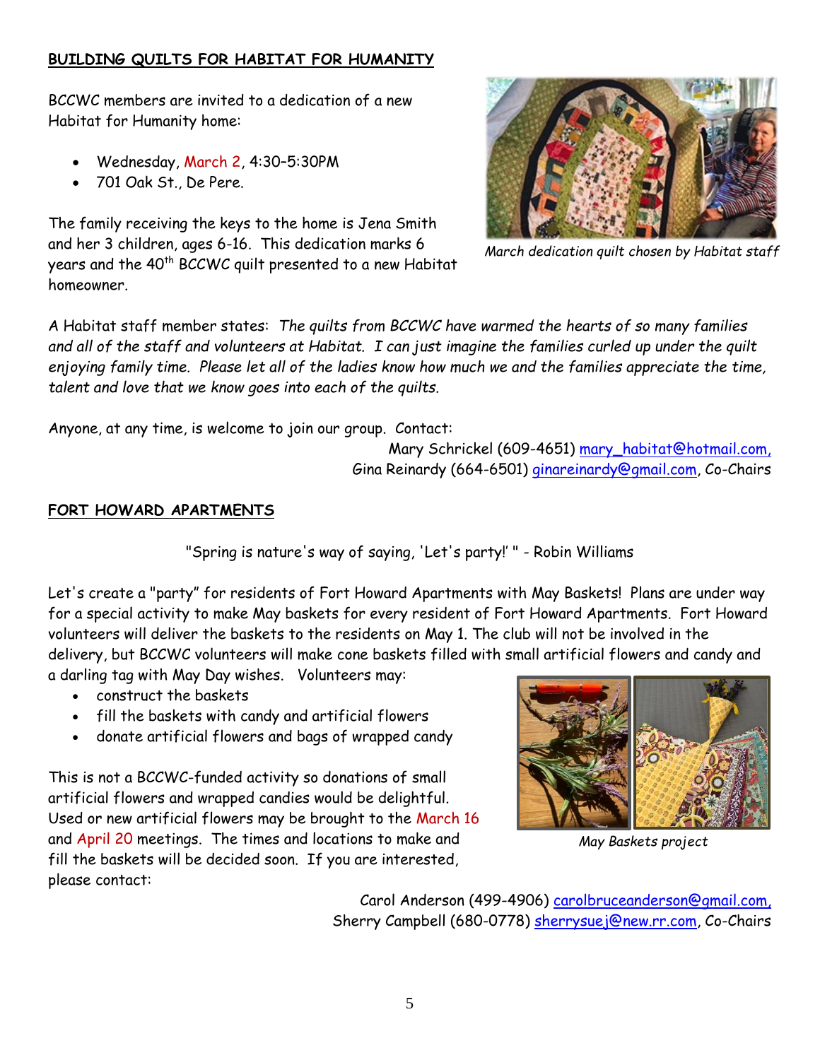## BUILDING QUILTS FOR HABITAT FOR HUMANITY

BCCWC members are invited to a dedication of a new Habitat for Humanity home:

- Wednesday, March 2, 4:30–5:30PM
- 701 Oak St., De Pere.

The family receiving the keys to the home is Jena Smith and her 3 children, ages 6-16. This dedication marks 6 years and the 40th BCCWC quilt presented to a new Habitat homeowner.

*March dedication quilt chosen by Habitat staff*

A Habitat staff member states: *The quilts from BCCWC have warmed the hearts of so many families and all of the staff and volunteers at Habitat. I can just imagine the families curled up under the quilt enjoying family time. Please let all of the ladies know how much we and the families appreciate the time, talent and love that we know goes into each of the quilts.*

Anyone, at any time, is welcome to join our group. Contact:

Mary Schrickel (609-4651) mary_habitat@hotmail.com,
Gina Reinardy (664-6501) ginareinardy@gmail.com, Co-Chairs

## FORT HOWARD APARTMENTS

"Spring is nature's way of saying, 'Let's party!' " - Robin Williams

Let's create a "party" for residents of Fort Howard Apartments with May Baskets! Plans are under way for a special activity to make May baskets for every resident of Fort Howard Apartments. Fort Howard volunteers will deliver the baskets to the residents on May 1. The club will not be involved in the delivery, but BCCWC volunteers will make cone baskets filled with small artificial flowers and candy and a darling tag with May Day wishes. Volunteers may:

- construct the baskets
- fill the baskets with candy and artificial flowers
- donate artificial flowers and bags of wrapped candy

This is not a BCCWC-funded activity so donations of small artificial flowers and wrapped candies would be delightful. Used or new artificial flowers may be brought to the March 16 and April 20 meetings. The times and locations to make and fill the baskets will be decided soon. If you are interested, please contact:

*May Baskets project*

Carol Anderson (499-4906) carolbruceanderson@gmail.com,
Sherry Campbell (680-0778) sherrysuej@new.rr.com, Co-Chairs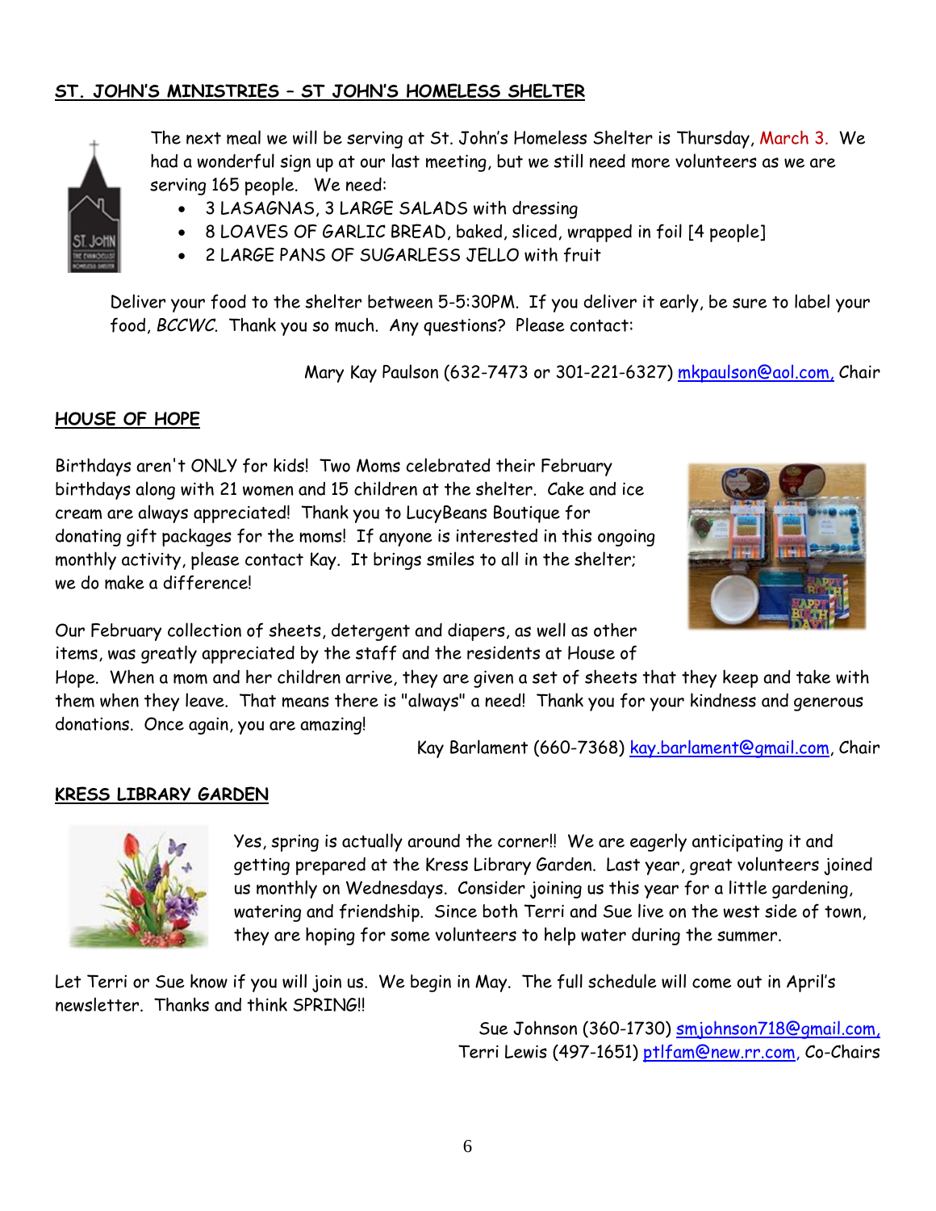## ST. JOHN'S MINISTRIES – ST JOHN'S HOMELESS SHELTER

The next meal we will be serving at St. John's Homeless Shelter is Thursday, March 3. We had a wonderful sign up at our last meeting, but we still need more volunteers as we are serving 165 people. We need:

- 3 LASAGNAS, 3 LARGE SALADS with dressing
- 8 LOAVES OF GARLIC BREAD, baked, sliced, wrapped in foil [4 people]
- 2 LARGE PANS OF SUGARLESS JELLO with fruit

Deliver your food to the shelter between 5-5:30PM. If you deliver it early, be sure to label your food, *BCCWC*. Thank you so much. Any questions? Please contact:

Mary Kay Paulson (632-7473 or 301-221-6327) mkpaulson@aol.com, Chair

## HOUSE OF HOPE

Birthdays aren't ONLY for kids! Two Moms celebrated their February birthdays along with 21 women and 15 children at the shelter. Cake and ice cream are always appreciated! Thank you to LucyBeans Boutique for donating gift packages for the moms! If anyone is interested in this ongoing monthly activity, please contact Kay. It brings smiles to all in the shelter; we do make a difference!

Our February collection of sheets, detergent and diapers, as well as other items, was greatly appreciated by the staff and the residents at House of Hope. When a mom and her children arrive, they are given a set of sheets that they keep and take with them when they leave. That means there is "always" a need! Thank you for your kindness and generous donations. Once again, you are amazing!

Kay Barlament (660-7368) kay.barlament@gmail.com, Chair

## KRESS LIBRARY GARDEN

Yes, spring is actually around the corner!! We are eagerly anticipating it and getting prepared at the Kress Library Garden. Last year, great volunteers joined us monthly on Wednesdays. Consider joining us this year for a little gardening, watering and friendship. Since both Terri and Sue live on the west side of town, they are hoping for some volunteers to help water during the summer.

Let Terri or Sue know if you will join us. We begin in May. The full schedule will come out in April's newsletter. Thanks and think SPRING!!

Sue Johnson (360-1730) smjohnson718@gmail.com,
Terri Lewis (497-1651) ptlfam@new.rr.com, Co-Chairs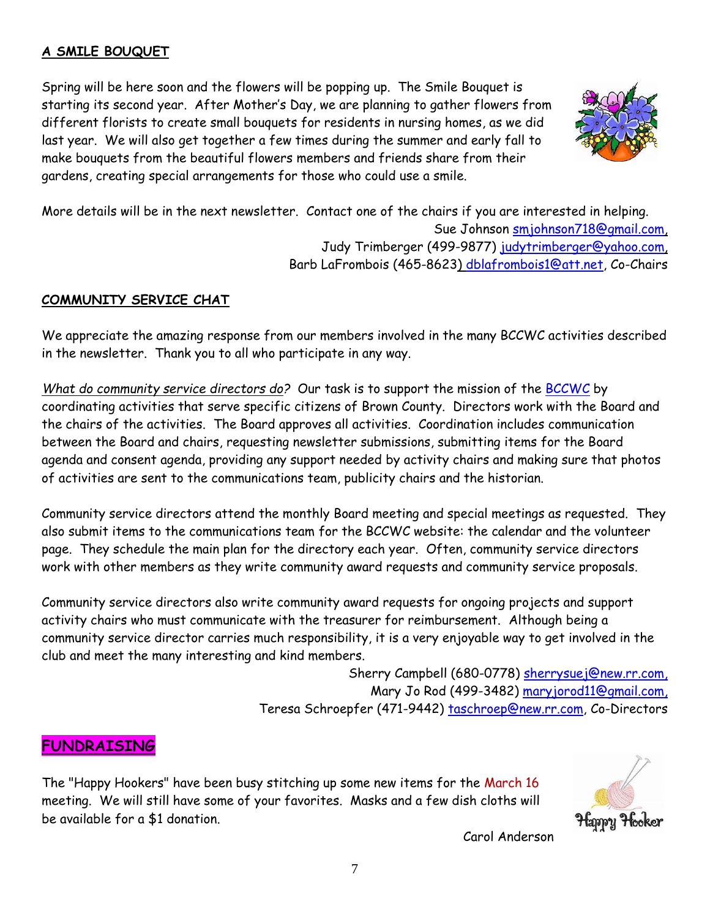## A SMILE BOUQUET

Spring will be here soon and the flowers will be popping up. The Smile Bouquet is starting its second year. After Mother's Day, we are planning to gather flowers from different florists to create small bouquets for residents in nursing homes, as we did last year. We will also get together a few times during the summer and early fall to make bouquets from the beautiful flowers members and friends share from their gardens, creating special arrangements for those who could use a smile.

More details will be in the next newsletter. Contact one of the chairs if you are interested in helping.

Sue Johnson smjohnson718@gmail.com,
Judy Trimberger (499-9877) judytrimberger@yahoo.com,
Barb LaFrombois (465-8623) dblafrombois1@att.net, Co-Chairs

## COMMUNITY SERVICE CHAT

We appreciate the amazing response from our members involved in the many BCCWC activities described in the newsletter. Thank you to all who participate in any way.

*What do community service directors do?* Our task is to support the mission of the BCCWC by coordinating activities that serve specific citizens of Brown County. Directors work with the Board and the chairs of the activities. The Board approves all activities. Coordination includes communication between the Board and chairs, requesting newsletter submissions, submitting items for the Board agenda and consent agenda, providing any support needed by activity chairs and making sure that photos of activities are sent to the communications team, publicity chairs and the historian.

Community service directors attend the monthly Board meeting and special meetings as requested. They also submit items to the communications team for the BCCWC website: the calendar and the volunteer page. They schedule the main plan for the directory each year. Often, community service directors work with other members as they write community award requests and community service proposals.

Community service directors also write community award requests for ongoing projects and support activity chairs who must communicate with the treasurer for reimbursement. Although being a community service director carries much responsibility, it is a very enjoyable way to get involved in the club and meet the many interesting and kind members.

Sherry Campbell (680-0778) sherrysuej@new.rr.com,
Mary Jo Rod (499-3482) maryjorod11@gmail.com,
Teresa Schroepfer (471-9442) taschroep@new.rr.com, Co-Directors

## FUNDRAISING

The "Happy Hookers" have been busy stitching up some new items for the March 16 meeting. We will still have some of your favorites. Masks and a few dish cloths will be available for a $1 donation.

Carol Anderson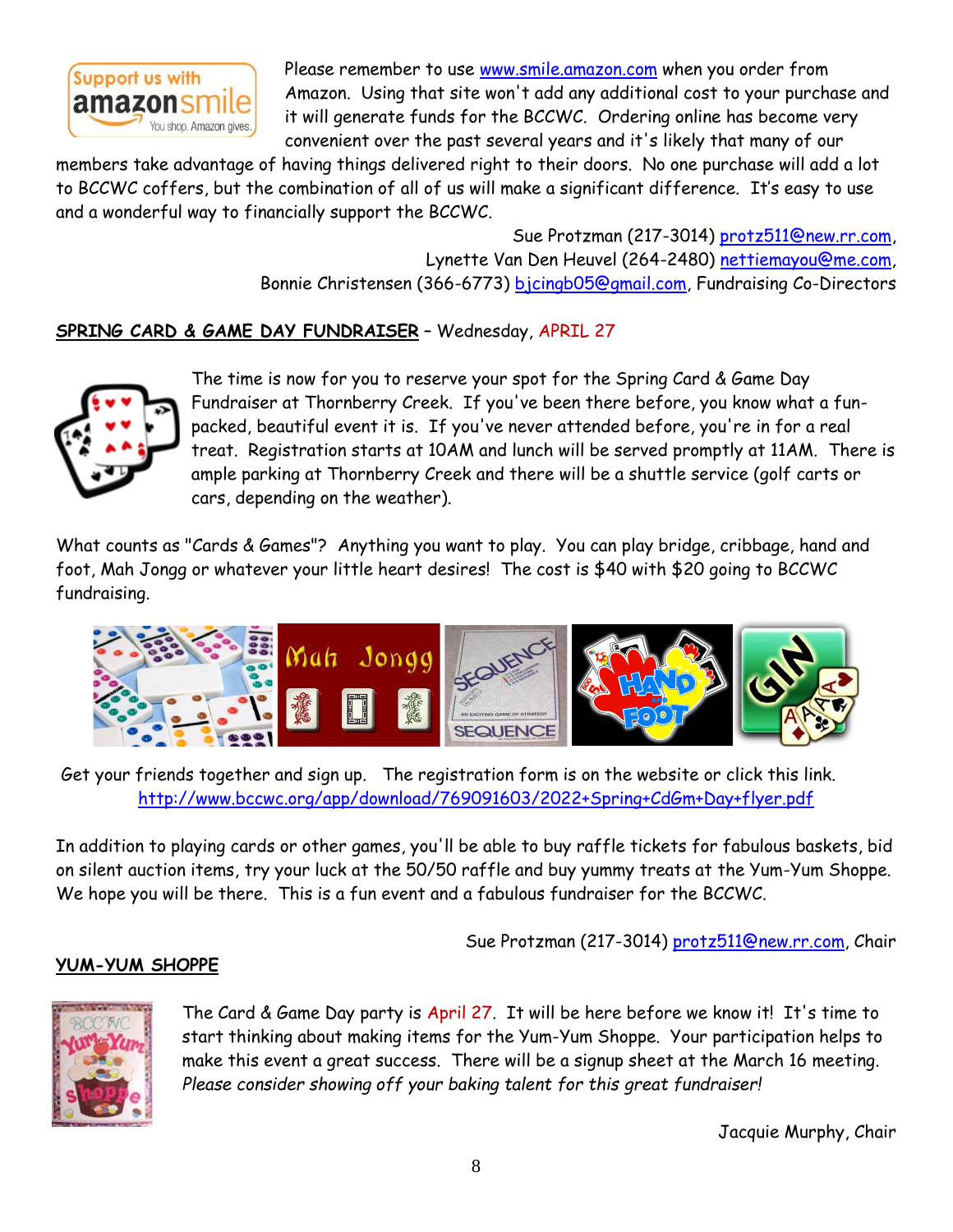Please remember to use www.smile.amazon.com when you order from Amazon. Using that site won't add any additional cost to your purchase and it will generate funds for the BCCWC. Ordering online has become very convenient over the past several years and it's likely that many of our members take advantage of having things delivered right to their doors. No one purchase will add a lot to BCCWC coffers, but the combination of all of us will make a significant difference. It's easy to use and a wonderful way to financially support the BCCWC.

Sue Protzman (217-3014) protz511@new.rr.com,
Lynette Van Den Heuvel (264-2480) nettiemayou@me.com,
Bonnie Christensen (366-6773) bjcingb05@gmail.com, Fundraising Co-Directors

**SPRING CARD & GAME DAY FUNDRAISER** – Wednesday, APRIL 27

The time is now for you to reserve your spot for the Spring Card & Game Day Fundraiser at Thornberry Creek. If you've been there before, you know what a fun-packed, beautiful event it is. If you've never attended before, you're in for a real treat. Registration starts at 10AM and lunch will be served promptly at 11AM. There is ample parking at Thornberry Creek and there will be a shuttle service (golf carts or cars, depending on the weather).

What counts as "Cards & Games"? Anything you want to play. You can play bridge, cribbage, hand and foot, Mah Jongg or whatever your little heart desires! The cost is $40 with $20 going to BCCWC fundraising.

Get your friends together and sign up. The registration form is on the website or click this link.
http://www.bccwc.org/app/download/769091603/2022+Spring+CdGm+Day+flyer.pdf

In addition to playing cards or other games, you'll be able to buy raffle tickets for fabulous baskets, bid on silent auction items, try your luck at the 50/50 raffle and buy yummy treats at the Yum-Yum Shoppe. We hope you will be there. This is a fun event and a fabulous fundraiser for the BCCWC.

Sue Protzman (217-3014) protz511@new.rr.com, Chair

**YUM-YUM SHOPPE**

The Card & Game Day party is April 27. It will be here before we know it! It's time to start thinking about making items for the Yum-Yum Shoppe. Your participation helps to make this event a great success. There will be a signup sheet at the March 16 meeting. *Please consider showing off your baking talent for this great fundraiser!*

Jacquie Murphy, Chair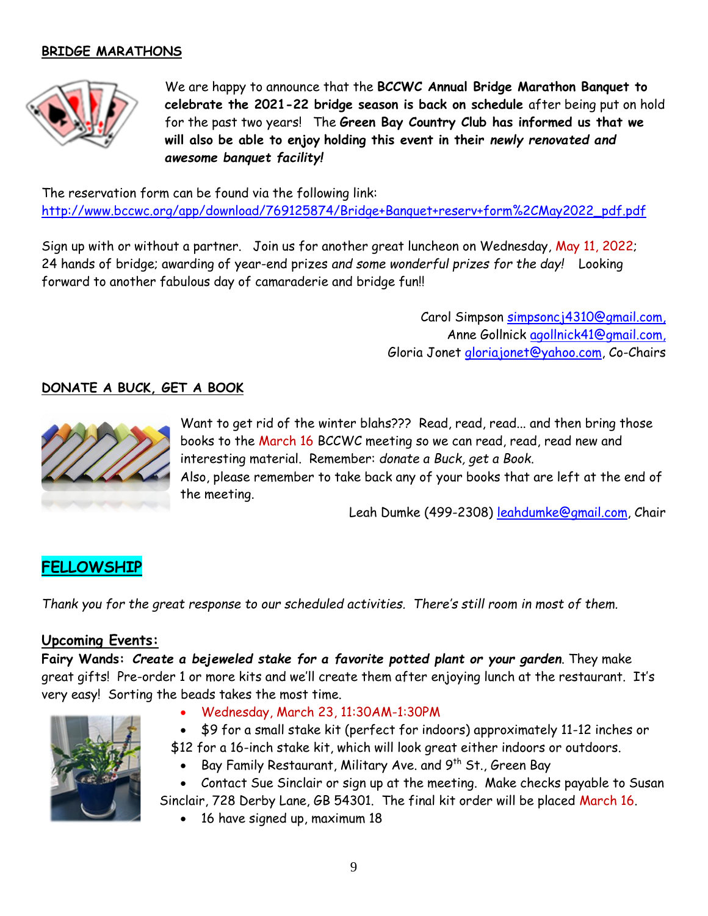## BRIDGE MARATHONS

We are happy to announce that the **BCCWC Annual Bridge Marathon Banquet to celebrate the 2021-22 bridge season is back on schedule** after being put on hold for the past two years! The **Green Bay Country Club has informed us that we will also be able to enjoy holding this event in their *newly renovated and awesome banquet facility!***

The reservation form can be found via the following link:
http://www.bccwc.org/app/download/769125874/Bridge+Banquet+reserv+form%2CMay2022_pdf.pdf

Sign up with or without a partner. Join us for another great luncheon on Wednesday, May 11, 2022; 24 hands of bridge; awarding of year-end prizes *and some wonderful prizes for the day!* Looking forward to another fabulous day of camaraderie and bridge fun!!

Carol Simpson simpsoncj4310@gmail.com,
Anne Gollnick agollnick41@gmail.com,
Gloria Jonet gloriajonet@yahoo.com, Co-Chairs

## DONATE A BUCK, GET A BOOK

Want to get rid of the winter blahs??? Read, read, read... and then bring those books to the March 16 BCCWC meeting so we can read, read, read new and interesting material. Remember: *donate a Buck, get a Book.*
Also, please remember to take back any of your books that are left at the end of the meeting.

Leah Dumke (499-2308) leahdumke@gmail.com, Chair

## FELLOWSHIP

*Thank you for the great response to our scheduled activities. There's still room in most of them.*

### Upcoming Events:

**Fairy Wands:** ***Create a bejeweled stake for a favorite potted plant or your garden***. They make great gifts! Pre-order 1 or more kits and we'll create them after enjoying lunch at the restaurant. It's very easy! Sorting the beads takes the most time.

- Wednesday, March 23, 11:30AM-1:30PM
- $9 for a small stake kit (perfect for indoors) approximately 11-12 inches or $12 for a 16-inch stake kit, which will look great either indoors or outdoors.
- Bay Family Restaurant, Military Ave. and 9th St., Green Bay
- Contact Sue Sinclair or sign up at the meeting. Make checks payable to Susan Sinclair, 728 Derby Lane, GB 54301. The final kit order will be placed March 16.
- 16 have signed up, maximum 18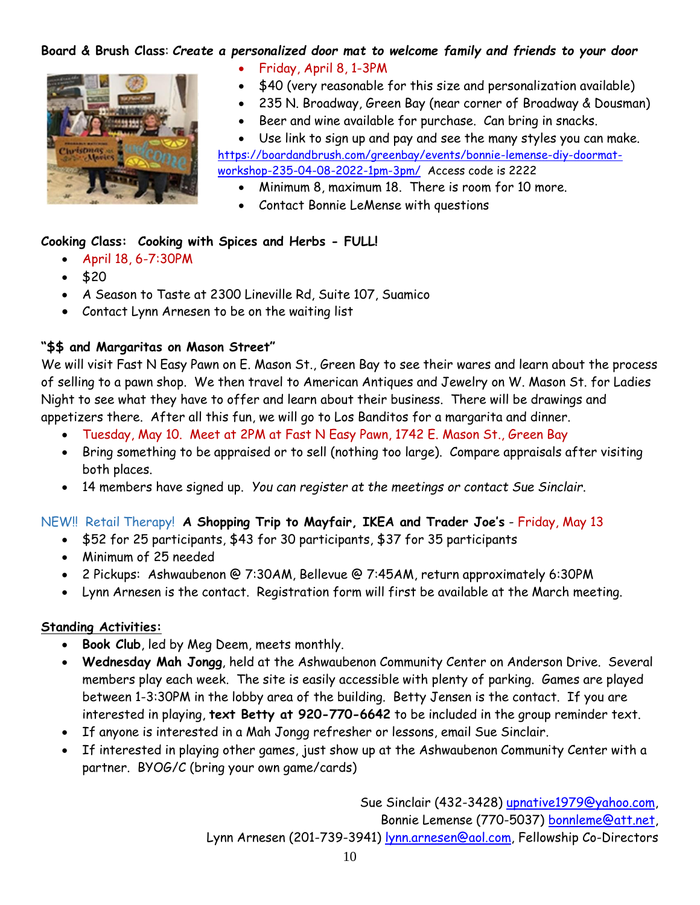**Board & Brush Class**: ***Create a personalized door mat to welcome family and friends to your door***

- Friday, April 8, 1-3PM
- $40 (very reasonable for this size and personalization available)
- 235 N. Broadway, Green Bay (near corner of Broadway & Dousman)
- Beer and wine available for purchase. Can bring in snacks.
- Use link to sign up and pay and see the many styles you can make.

https://boardandbrush.com/greenbay/events/bonnie-lemense-diy-doormat-workshop-235-04-08-2022-1pm-3pm/ Access code is 2222

- Minimum 8, maximum 18. There is room for 10 more.
- Contact Bonnie LeMense with questions

**Cooking Class: Cooking with Spices and Herbs - FULL!**

- April 18, 6-7:30PM
- $20
- A Season to Taste at 2300 Lineville Rd, Suite 107, Suamico
- Contact Lynn Arnesen to be on the waiting list

**"$$ and Margaritas on Mason Street"**

We will visit Fast N Easy Pawn on E. Mason St., Green Bay to see their wares and learn about the process of selling to a pawn shop. We then travel to American Antiques and Jewelry on W. Mason St. for Ladies Night to see what they have to offer and learn about their business. There will be drawings and appetizers there. After all this fun, we will go to Los Banditos for a margarita and dinner.

- Tuesday, May 10. Meet at 2PM at Fast N Easy Pawn, 1742 E. Mason St., Green Bay
- Bring something to be appraised or to sell (nothing too large). Compare appraisals after visiting both places.
- 14 members have signed up. *You can register at the meetings or contact Sue Sinclair.*

NEW!! Retail Therapy! **A Shopping Trip to Mayfair, IKEA and Trader Joe's** - Friday, May 13

- $52 for 25 participants, $43 for 30 participants, $37 for 35 participants
- Minimum of 25 needed
- 2 Pickups: Ashwaubenon @ 7:30AM, Bellevue @ 7:45AM, return approximately 6:30PM
- Lynn Arnesen is the contact. Registration form will first be available at the March meeting.

**Standing Activities:**

- **Book Club**, led by Meg Deem, meets monthly.
- **Wednesday Mah Jongg**, held at the Ashwaubenon Community Center on Anderson Drive. Several members play each week. The site is easily accessible with plenty of parking. Games are played between 1-3:30PM in the lobby area of the building. Betty Jensen is the contact. If you are interested in playing, **text Betty at 920-770-6642** to be included in the group reminder text.
- If anyone is interested in a Mah Jongg refresher or lessons, email Sue Sinclair.
- If interested in playing other games, just show up at the Ashwaubenon Community Center with a partner. BYOG/C (bring your own game/cards)

Sue Sinclair (432-3428) upnative1979@yahoo.com,
Bonnie Lemense (770-5037) bonnleme@att.net,
Lynn Arnesen (201-739-3941) lynn.arnesen@aol.com, Fellowship Co-Directors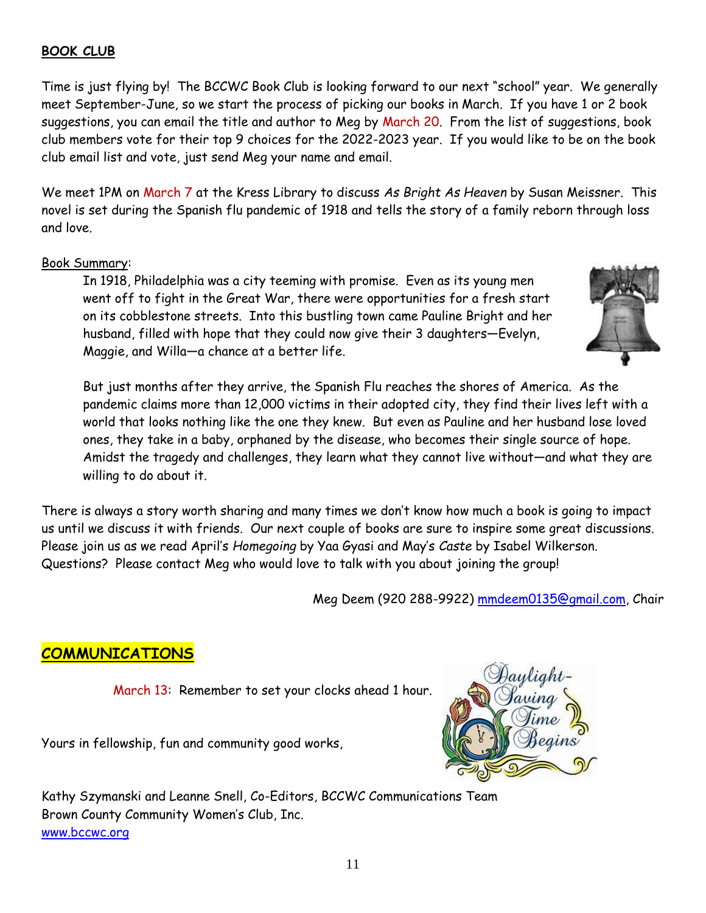**BOOK CLUB**

Time is just flying by! The BCCWC Book Club is looking forward to our next "school" year. We generally meet September-June, so we start the process of picking our books in March. If you have 1 or 2 book suggestions, you can email the title and author to Meg by March 20. From the list of suggestions, book club members vote for their top 9 choices for the 2022-2023 year. If you would like to be on the book club email list and vote, just send Meg your name and email.

We meet 1PM on March 7 at the Kress Library to discuss *As Bright As Heaven* by Susan Meissner. This novel is set during the Spanish flu pandemic of 1918 and tells the story of a family reborn through loss and love.

Book Summary:

> In 1918, Philadelphia was a city teeming with promise. Even as its young men went off to fight in the Great War, there were opportunities for a fresh start on its cobblestone streets. Into this bustling town came Pauline Bright and her husband, filled with hope that they could now give their 3 daughters—Evelyn, Maggie, and Willa—a chance at a better life.
>
> But just months after they arrive, the Spanish Flu reaches the shores of America. As the pandemic claims more than 12,000 victims in their adopted city, they find their lives left with a world that looks nothing like the one they knew. But even as Pauline and her husband lose loved ones, they take in a baby, orphaned by the disease, who becomes their single source of hope. Amidst the tragedy and challenges, they learn what they cannot live without—and what they are willing to do about it.

There is always a story worth sharing and many times we don't know how much a book is going to impact us until we discuss it with friends. Our next couple of books are sure to inspire some great discussions. Please join us as we read April's *Homegoing* by Yaa Gyasi and May's *Caste* by Isabel Wilkerson. Questions? Please contact Meg who would love to talk with you about joining the group!

Meg Deem (920 288-9922) mmdeem0135@gmail.com, Chair

**COMMUNICATIONS**

March 13: Remember to set your clocks ahead 1 hour.

Daylight-Saving Time Begins

Yours in fellowship, fun and community good works,

Kathy Szymanski and Leanne Snell, Co-Editors, BCCWC Communications Team
Brown County Community Women's Club, Inc.
www.bccwc.org